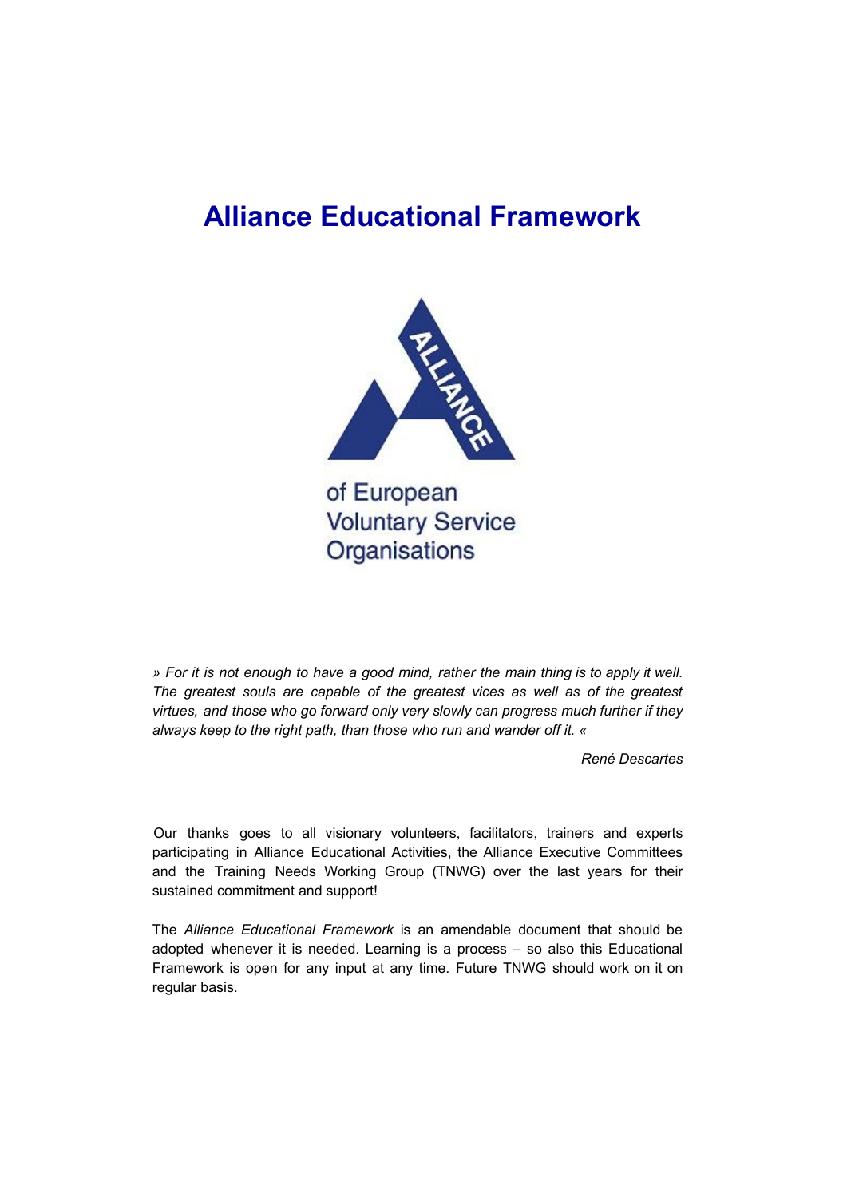# Alliance Educational Framework

ALLIANCE

of European
Voluntary Service
Organisations

*» For it is not enough to have a good mind, rather the main thing is to apply it well. The greatest souls are capable of the greatest vices as well as of the greatest virtues, and those who go forward only very slowly can progress much further if they always keep to the right path, than those who run and wander off it. «*

*René Descartes*

Our thanks goes to all visionary volunteers, facilitators, trainers and experts participating in Alliance Educational Activities, the Alliance Executive Committees and the Training Needs Working Group (TNWG) over the last years for their sustained commitment and support!

The *Alliance Educational Framework* is an amendable document that should be adopted whenever it is needed. Learning is a process – so also this Educational Framework is open for any input at any time. Future TNWG should work on it on regular basis.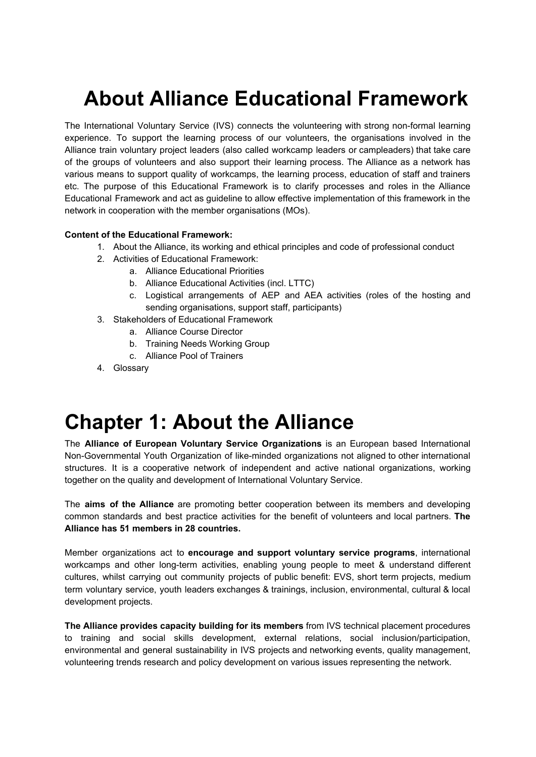# About Alliance Educational Framework

The International Voluntary Service (IVS) connects the volunteering with strong non-formal learning experience. To support the learning process of our volunteers, the organisations involved in the Alliance train voluntary project leaders (also called workcamp leaders or campleaders) that take care of the groups of volunteers and also support their learning process. The Alliance as a network has various means to support quality of workcamps, the learning process, education of staff and trainers etc. The purpose of this Educational Framework is to clarify processes and roles in the Alliance Educational Framework and act as guideline to allow effective implementation of this framework in the network in cooperation with the member organisations (MOs).

**Content of the Educational Framework:**

1. About the Alliance, its working and ethical principles and code of professional conduct
2. Activities of Educational Framework:
    a. Alliance Educational Priorities
    b. Alliance Educational Activities (incl. LTTC)
    c. Logistical arrangements of AEP and AEA activities (roles of the hosting and sending organisations, support staff, participants)
3. Stakeholders of Educational Framework
    a. Alliance Course Director
    b. Training Needs Working Group
    c. Alliance Pool of Trainers
4. Glossary

# Chapter 1: About the Alliance

The **Alliance of European Voluntary Service Organizations** is an European based International Non-Governmental Youth Organization of like-minded organizations not aligned to other international structures. It is a cooperative network of independent and active national organizations, working together on the quality and development of International Voluntary Service.

The **aims of the Alliance** are promoting better cooperation between its members and developing common standards and best practice activities for the benefit of volunteers and local partners. **The Alliance has 51 members in 28 countries.**

Member organizations act to **encourage and support voluntary service programs**, international workcamps and other long-term activities, enabling young people to meet & understand different cultures, whilst carrying out community projects of public benefit: EVS, short term projects, medium term voluntary service, youth leaders exchanges & trainings, inclusion, environmental, cultural & local development projects.

**The Alliance provides capacity building for its members** from IVS technical placement procedures to training and social skills development, external relations, social inclusion/participation, environmental and general sustainability in IVS projects and networking events, quality management, volunteering trends research and policy development on various issues representing the network.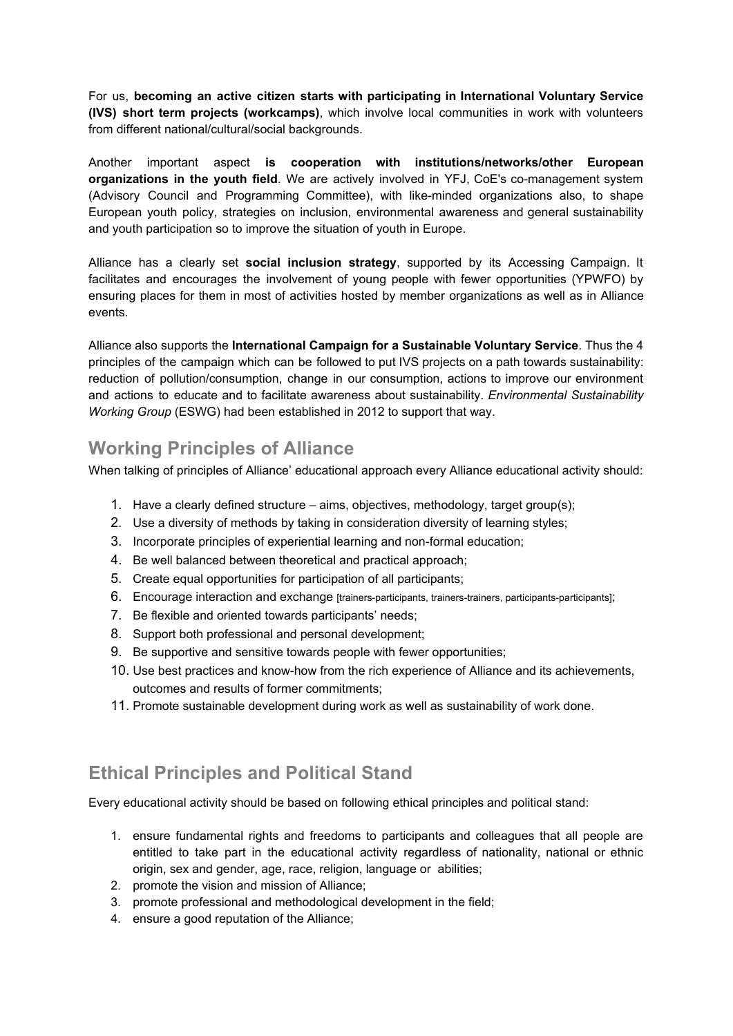For us, **becoming an active citizen starts with participating in International Voluntary Service (IVS) short term projects (workcamps)**, which involve local communities in work with volunteers from different national/cultural/social backgrounds.

Another important aspect **is cooperation with institutions/networks/other European organizations in the youth field**. We are actively involved in YFJ, CoE's co-management system (Advisory Council and Programming Committee), with like-minded organizations also, to shape European youth policy, strategies on inclusion, environmental awareness and general sustainability and youth participation so to improve the situation of youth in Europe.

Alliance has a clearly set **social inclusion strategy**, supported by its Accessing Campaign. It facilitates and encourages the involvement of young people with fewer opportunities (YPWFO) by ensuring places for them in most of activities hosted by member organizations as well as in Alliance events.

Alliance also supports the **International Campaign for a Sustainable Voluntary Service**. Thus the 4 principles of the campaign which can be followed to put IVS projects on a path towards sustainability: reduction of pollution/consumption, change in our consumption, actions to improve our environment and actions to educate and to facilitate awareness about sustainability. *Environmental Sustainability Working Group* (ESWG) had been established in 2012 to support that way.

## Working Principles of Alliance

When talking of principles of Alliance' educational approach every Alliance educational activity should:

1. Have a clearly defined structure – aims, objectives, methodology, target group(s);
2. Use a diversity of methods by taking in consideration diversity of learning styles;
3. Incorporate principles of experiential learning and non-formal education;
4. Be well balanced between theoretical and practical approach;
5. Create equal opportunities for participation of all participants;
6. Encourage interaction and exchange [trainers-participants, trainers-trainers, participants-participants];
7. Be flexible and oriented towards participants' needs;
8. Support both professional and personal development;
9. Be supportive and sensitive towards people with fewer opportunities;
10. Use best practices and know-how from the rich experience of Alliance and its achievements, outcomes and results of former commitments;
11. Promote sustainable development during work as well as sustainability of work done.

## Ethical Principles and Political Stand

Every educational activity should be based on following ethical principles and political stand:

1. ensure fundamental rights and freedoms to participants and colleagues that all people are entitled to take part in the educational activity regardless of nationality, national or ethnic origin, sex and gender, age, race, religion, language or abilities;
2. promote the vision and mission of Alliance;
3. promote professional and methodological development in the field;
4. ensure a good reputation of the Alliance;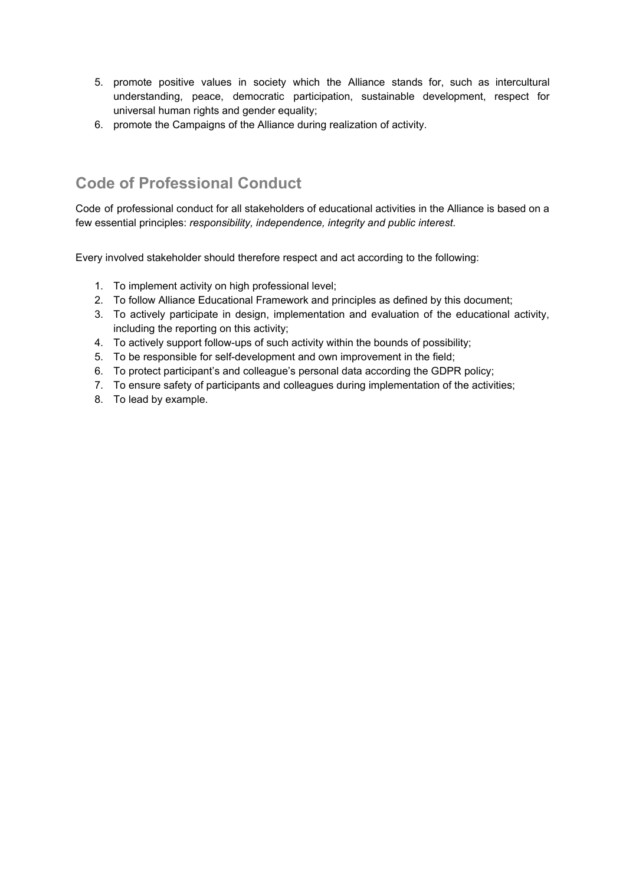5. promote positive values in society which the Alliance stands for, such as intercultural understanding, peace, democratic participation, sustainable development, respect for universal human rights and gender equality;
6. promote the Campaigns of the Alliance during realization of activity.

## Code of Professional Conduct

Code of professional conduct for all stakeholders of educational activities in the Alliance is based on a few essential principles: *responsibility, independence, integrity and public interest*.

Every involved stakeholder should therefore respect and act according to the following:

1. To implement activity on high professional level;
2. To follow Alliance Educational Framework and principles as defined by this document;
3. To actively participate in design, implementation and evaluation of the educational activity, including the reporting on this activity;
4. To actively support follow-ups of such activity within the bounds of possibility;
5. To be responsible for self-development and own improvement in the field;
6. To protect participant's and colleague's personal data according the GDPR policy;
7. To ensure safety of participants and colleagues during implementation of the activities;
8. To lead by example.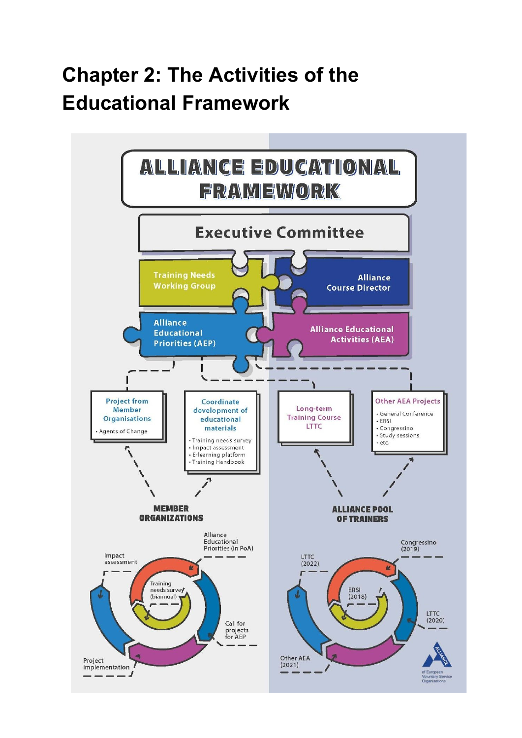# Chapter 2: The Activities of the Educational Framework

ALLIANCE EDUCATIONAL FRAMEWORK

Executive Committee

Training Needs Working Group

Alliance Course Director

Alliance Educational Priorities (AEP)

Alliance Educational Activities (AEA)

Project from Member Organisations

- Agents of Change

Coordinate development of educational materials

- Training needs survey
- Impact assessment
- E-learning platform
- Training Handbook

Long-term Training Course LTTC

Other AEA Projects

- General Conference
- ERSI
- Congressino
- Study sessions
- etc.

MEMBER ORGANIZATIONS

ALLIANCE POOL OF TRAINERS

Alliance Educational Priorities (in PoA)

Impact assessment

Training needs survey (biannual)

Call for projects for AEP

Project implementation

Congressino (2019)

LTTC (2022)

ERSI (2018)

LTTC (2020)

Other AEA (2021)

Alliance of European Voluntary Service Organisations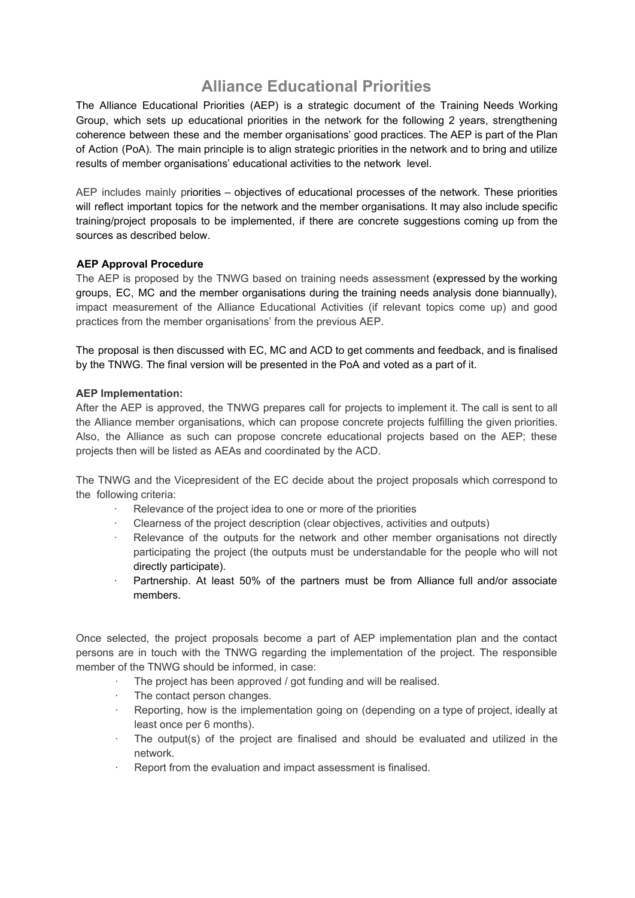# Alliance Educational Priorities

The Alliance Educational Priorities (AEP) is a strategic document of the Training Needs Working Group, which sets up educational priorities in the network for the following 2 years, strengthening coherence between these and the member organisations' good practices. The AEP is part of the Plan of Action (PoA). The main principle is to align strategic priorities in the network and to bring and utilize results of member organisations' educational activities to the network level.

AEP includes mainly priorities – objectives of educational processes of the network. These priorities will reflect important topics for the network and the member organisations. It may also include specific training/project proposals to be implemented, if there are concrete suggestions coming up from the sources as described below.

**AEP Approval Procedure**

The AEP is proposed by the TNWG based on training needs assessment (expressed by the working groups, EC, MC and the member organisations during the training needs analysis done biannually), impact measurement of the Alliance Educational Activities (if relevant topics come up) and good practices from the member organisations' from the previous AEP.

The proposal is then discussed with EC, MC and ACD to get comments and feedback, and is finalised by the TNWG. The final version will be presented in the PoA and voted as a part of it.

**AEP Implementation:**

After the AEP is approved, the TNWG prepares call for projects to implement it. The call is sent to all the Alliance member organisations, which can propose concrete projects fulfilling the given priorities. Also, the Alliance as such can propose concrete educational projects based on the AEP; these projects then will be listed as AEAs and coordinated by the ACD.

The TNWG and the Vicepresident of the EC decide about the project proposals which correspond to the following criteria:

- Relevance of the project idea to one or more of the priorities
- Clearness of the project description (clear objectives, activities and outputs)
- Relevance of the outputs for the network and other member organisations not directly participating the project (the outputs must be understandable for the people who will not directly participate).
- Partnership. At least 50% of the partners must be from Alliance full and/or associate members.

Once selected, the project proposals become a part of AEP implementation plan and the contact persons are in touch with the TNWG regarding the implementation of the project. The responsible member of the TNWG should be informed, in case:

- The project has been approved / got funding and will be realised.
- The contact person changes.
- Reporting, how is the implementation going on (depending on a type of project, ideally at least once per 6 months).
- The output(s) of the project are finalised and should be evaluated and utilized in the network.
- Report from the evaluation and impact assessment is finalised.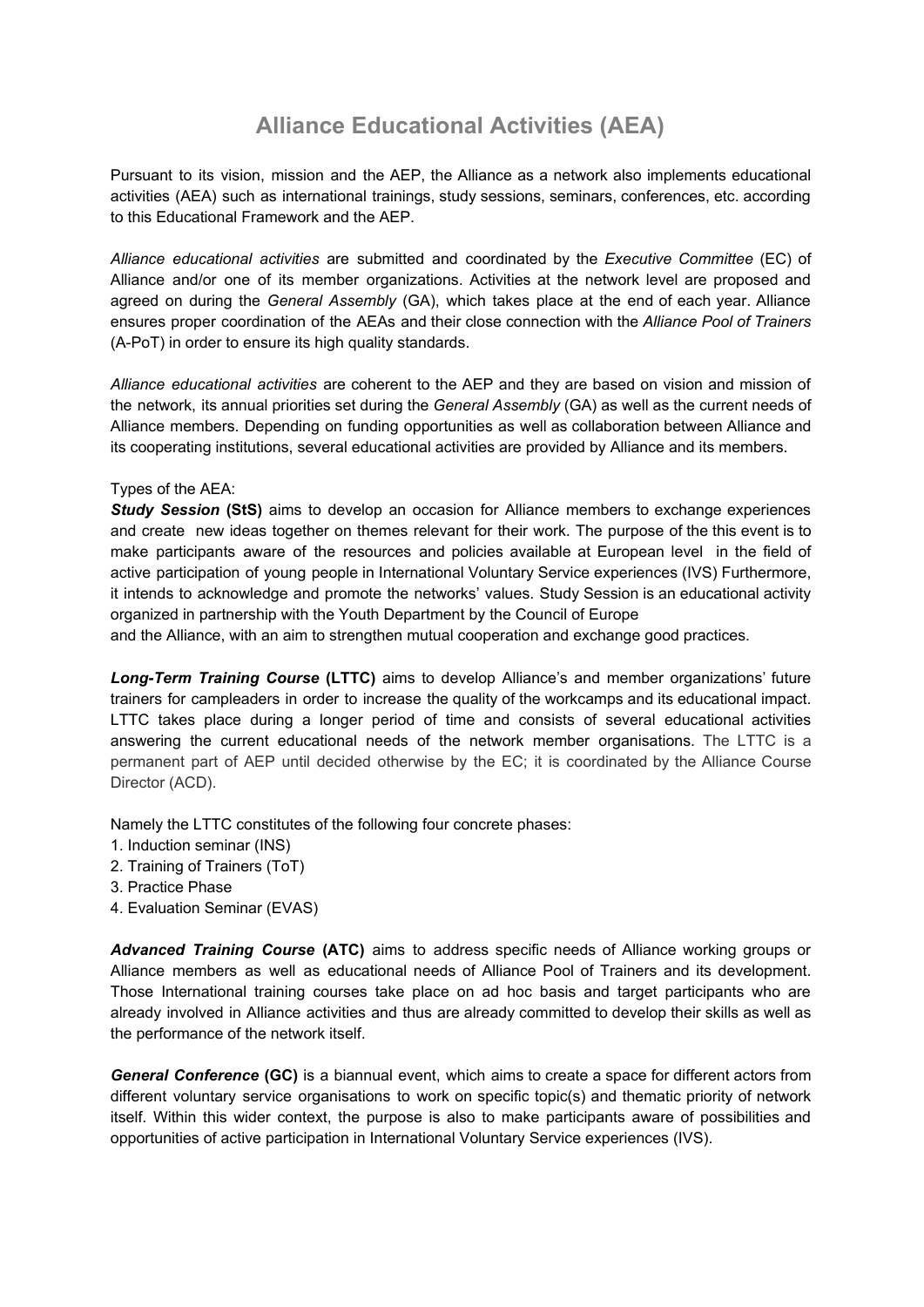# Alliance Educational Activities (AEA)

Pursuant to its vision, mission and the AEP, the Alliance as a network also implements educational activities (AEA) such as international trainings, study sessions, seminars, conferences, etc. according to this Educational Framework and the AEP.

*Alliance educational activities* are submitted and coordinated by the *Executive Committee* (EC) of Alliance and/or one of its member organizations. Activities at the network level are proposed and agreed on during the *General Assembly* (GA), which takes place at the end of each year. Alliance ensures proper coordination of the AEAs and their close connection with the *Alliance Pool of Trainers* (A-PoT) in order to ensure its high quality standards.

*Alliance educational activities* are coherent to the AEP and they are based on vision and mission of the network, its annual priorities set during the *General Assembly* (GA) as well as the current needs of Alliance members. Depending on funding opportunities as well as collaboration between Alliance and its cooperating institutions, several educational activities are provided by Alliance and its members.

Types of the AEA:

***Study Session*** **(StS)** aims to develop an occasion for Alliance members to exchange experiences and create new ideas together on themes relevant for their work. The purpose of the this event is to make participants aware of the resources and policies available at European level in the field of active participation of young people in International Voluntary Service experiences (IVS) Furthermore, it intends to acknowledge and promote the networks' values. Study Session is an educational activity organized in partnership with the Youth Department by the Council of Europe
and the Alliance, with an aim to strengthen mutual cooperation and exchange good practices.

***Long-Term Training Course*** **(LTTC)** aims to develop Alliance's and member organizations' future trainers for campleaders in order to increase the quality of the workcamps and its educational impact. LTTC takes place during a longer period of time and consists of several educational activities answering the current educational needs of the network member organisations. The LTTC is a permanent part of AEP until decided otherwise by the EC; it is coordinated by the Alliance Course Director (ACD).

Namely the LTTC constitutes of the following four concrete phases:

1. Induction seminar (INS)
2. Training of Trainers (ToT)
3. Practice Phase
4. Evaluation Seminar (EVAS)

***Advanced Training Course*** **(ATC)** aims to address specific needs of Alliance working groups or Alliance members as well as educational needs of Alliance Pool of Trainers and its development. Those International training courses take place on ad hoc basis and target participants who are already involved in Alliance activities and thus are already committed to develop their skills as well as the performance of the network itself.

***General Conference*** **(GC)** is a biannual event, which aims to create a space for different actors from different voluntary service organisations to work on specific topic(s) and thematic priority of network itself. Within this wider context, the purpose is also to make participants aware of possibilities and opportunities of active participation in International Voluntary Service experiences (IVS).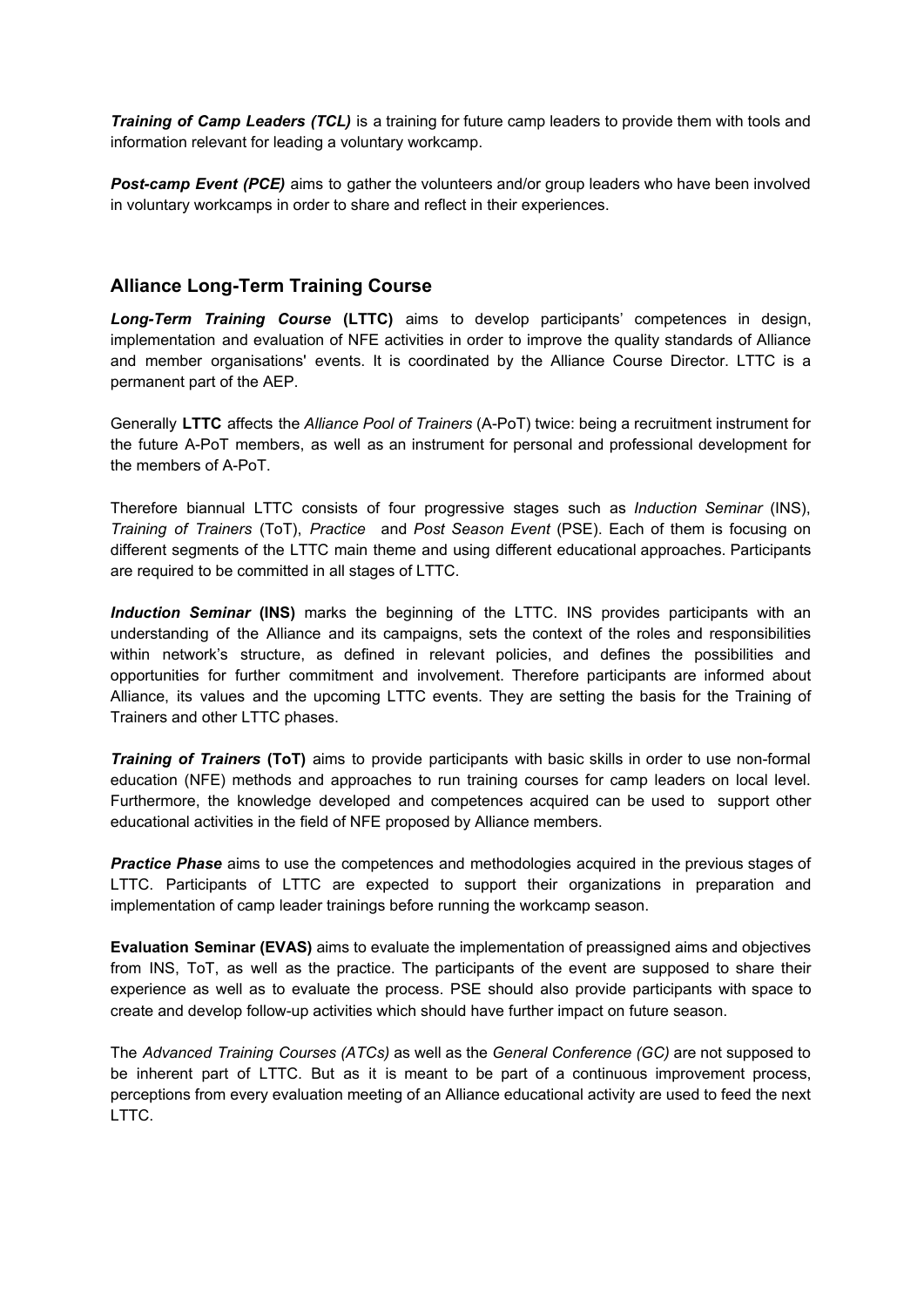***Training of Camp Leaders (TCL)*** is a training for future camp leaders to provide them with tools and information relevant for leading a voluntary workcamp.

***Post-camp Event (PCE)*** aims to gather the volunteers and/or group leaders who have been involved in voluntary workcamps in order to share and reflect in their experiences.

## Alliance Long-Term Training Course

***Long-Term Training Course*** **(LTTC)** aims to develop participants' competences in design, implementation and evaluation of NFE activities in order to improve the quality standards of Alliance and member organisations' events. It is coordinated by the Alliance Course Director. LTTC is a permanent part of the AEP.

Generally **LTTC** affects the *Alliance Pool of Trainers* (A-PoT) twice: being a recruitment instrument for the future A-PoT members, as well as an instrument for personal and professional development for the members of A-PoT.

Therefore biannual LTTC consists of four progressive stages such as *Induction Seminar* (INS), *Training of Trainers* (ToT), *Practice* and *Post Season Event* (PSE). Each of them is focusing on different segments of the LTTC main theme and using different educational approaches. Participants are required to be committed in all stages of LTTC.

***Induction Seminar*** **(INS)** marks the beginning of the LTTC. INS provides participants with an understanding of the Alliance and its campaigns, sets the context of the roles and responsibilities within network's structure, as defined in relevant policies, and defines the possibilities and opportunities for further commitment and involvement. Therefore participants are informed about Alliance, its values and the upcoming LTTC events. They are setting the basis for the Training of Trainers and other LTTC phases.

***Training of Trainers*** **(ToT)** aims to provide participants with basic skills in order to use non-formal education (NFE) methods and approaches to run training courses for camp leaders on local level. Furthermore, the knowledge developed and competences acquired can be used to support other educational activities in the field of NFE proposed by Alliance members.

***Practice Phase*** aims to use the competences and methodologies acquired in the previous stages of LTTC. Participants of LTTC are expected to support their organizations in preparation and implementation of camp leader trainings before running the workcamp season.

**Evaluation Seminar (EVAS)** aims to evaluate the implementation of preassigned aims and objectives from INS, ToT, as well as the practice. The participants of the event are supposed to share their experience as well as to evaluate the process. PSE should also provide participants with space to create and develop follow-up activities which should have further impact on future season.

The *Advanced Training Courses (ATCs)* as well as the *General Conference (GC)* are not supposed to be inherent part of LTTC. But as it is meant to be part of a continuous improvement process, perceptions from every evaluation meeting of an Alliance educational activity are used to feed the next LTTC.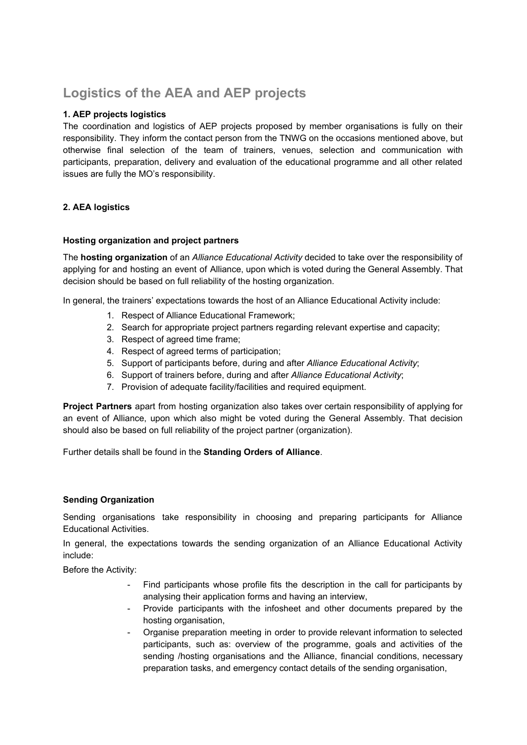## Logistics of the AEA and AEP projects

### 1. AEP projects logistics

The coordination and logistics of AEP projects proposed by member organisations is fully on their responsibility. They inform the contact person from the TNWG on the occasions mentioned above, but otherwise final selection of the team of trainers, venues, selection and communication with participants, preparation, delivery and evaluation of the educational programme and all other related issues are fully the MO's responsibility.

### 2. AEA logistics

#### Hosting organization and project partners

The **hosting organization** of an *Alliance Educational Activity* decided to take over the responsibility of applying for and hosting an event of Alliance, upon which is voted during the General Assembly. That decision should be based on full reliability of the hosting organization.

In general, the trainers' expectations towards the host of an Alliance Educational Activity include:

1. Respect of Alliance Educational Framework;
2. Search for appropriate project partners regarding relevant expertise and capacity;
3. Respect of agreed time frame;
4. Respect of agreed terms of participation;
5. Support of participants before, during and after *Alliance Educational Activity*;
6. Support of trainers before, during and after *Alliance Educational Activity*;
7. Provision of adequate facility/facilities and required equipment.

**Project Partners** apart from hosting organization also takes over certain responsibility of applying for an event of Alliance, upon which also might be voted during the General Assembly. That decision should also be based on full reliability of the project partner (organization).

Further details shall be found in the **Standing Orders of Alliance**.

#### Sending Organization

Sending organisations take responsibility in choosing and preparing participants for Alliance Educational Activities.

In general, the expectations towards the sending organization of an Alliance Educational Activity include:

Before the Activity:

- Find participants whose profile fits the description in the call for participants by analysing their application forms and having an interview,
- Provide participants with the infosheet and other documents prepared by the hosting organisation,
- Organise preparation meeting in order to provide relevant information to selected participants, such as: overview of the programme, goals and activities of the sending /hosting organisations and the Alliance, financial conditions, necessary preparation tasks, and emergency contact details of the sending organisation,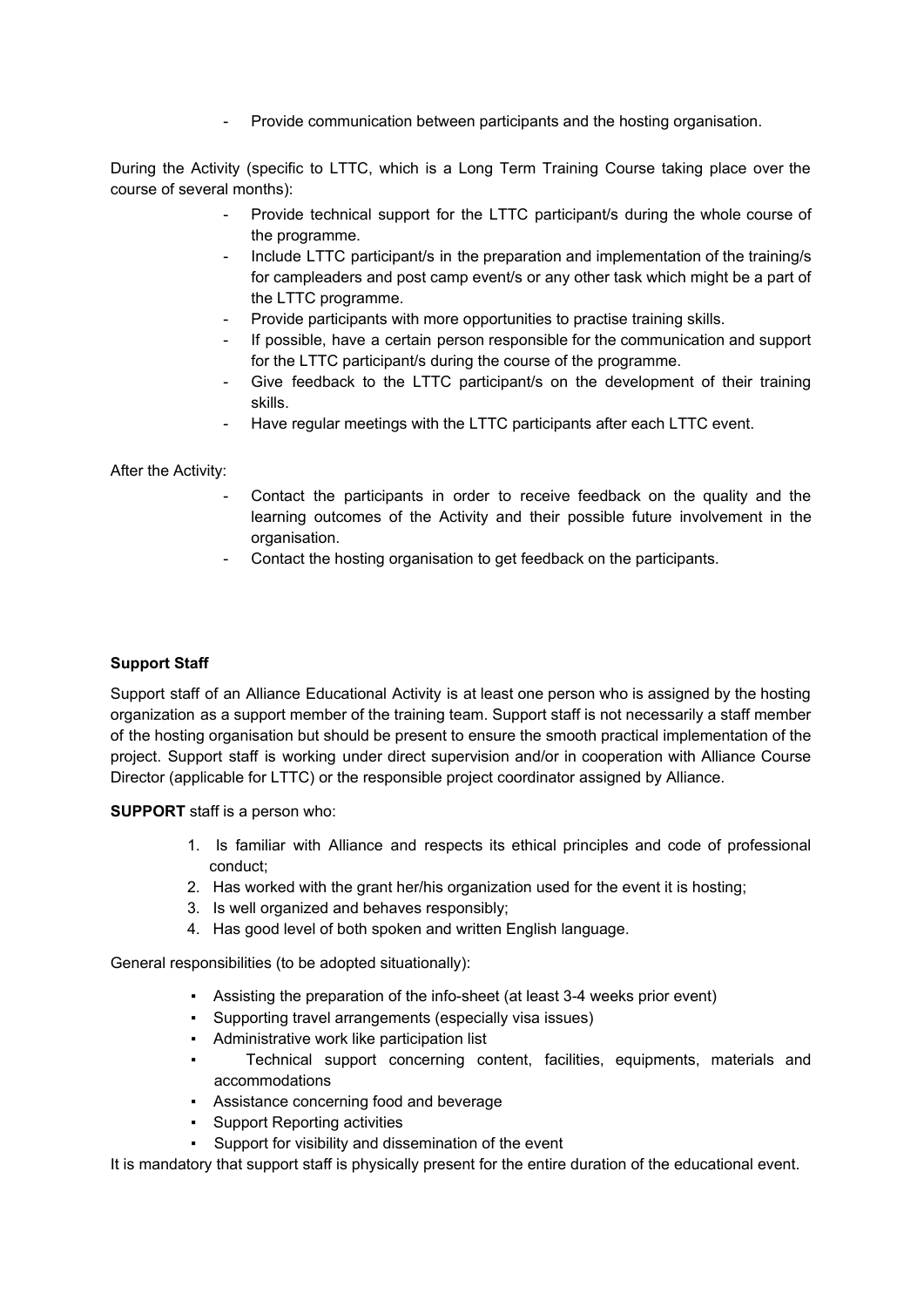- Provide communication between participants and the hosting organisation.

During the Activity (specific to LTTC, which is a Long Term Training Course taking place over the course of several months):

- Provide technical support for the LTTC participant/s during the whole course of the programme.
- Include LTTC participant/s in the preparation and implementation of the training/s for campleaders and post camp event/s or any other task which might be a part of the LTTC programme.
- Provide participants with more opportunities to practise training skills.
- If possible, have a certain person responsible for the communication and support for the LTTC participant/s during the course of the programme.
- Give feedback to the LTTC participant/s on the development of their training skills.
- Have regular meetings with the LTTC participants after each LTTC event.

After the Activity:

- Contact the participants in order to receive feedback on the quality and the learning outcomes of the Activity and their possible future involvement in the organisation.
- Contact the hosting organisation to get feedback on the participants.

**Support Staff**

Support staff of an Alliance Educational Activity is at least one person who is assigned by the hosting organization as a support member of the training team. Support staff is not necessarily a staff member of the hosting organisation but should be present to ensure the smooth practical implementation of the project. Support staff is working under direct supervision and/or in cooperation with Alliance Course Director (applicable for LTTC) or the responsible project coordinator assigned by Alliance.

**SUPPORT** staff is a person who:

1. Is familiar with Alliance and respects its ethical principles and code of professional conduct;
2. Has worked with the grant her/his organization used for the event it is hosting;
3. Is well organized and behaves responsibly;
4. Has good level of both spoken and written English language.

General responsibilities (to be adopted situationally):

- Assisting the preparation of the info-sheet (at least 3-4 weeks prior event)
- Supporting travel arrangements (especially visa issues)
- Administrative work like participation list
- Technical support concerning content, facilities, equipments, materials and accommodations
- Assistance concerning food and beverage
- Support Reporting activities
- Support for visibility and dissemination of the event

It is mandatory that support staff is physically present for the entire duration of the educational event.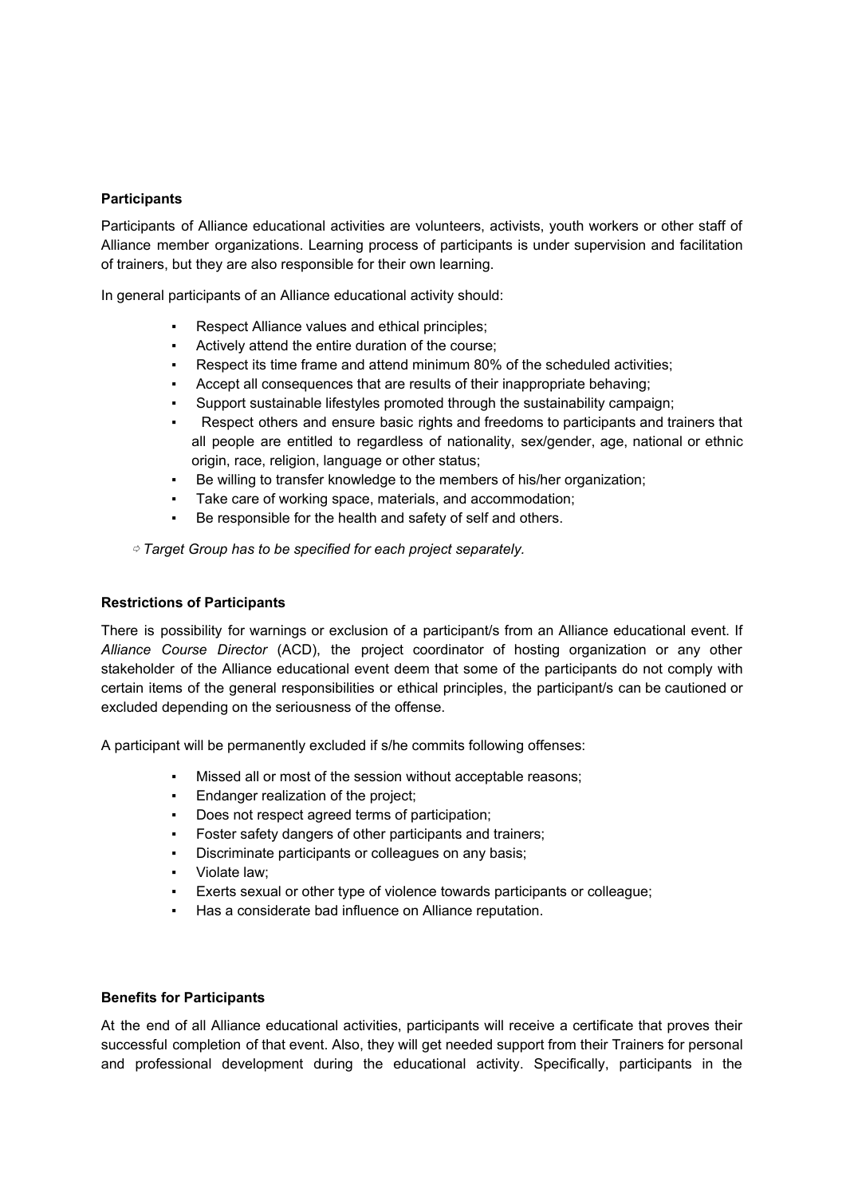**Participants**

Participants of Alliance educational activities are volunteers, activists, youth workers or other staff of Alliance member organizations. Learning process of participants is under supervision and facilitation of trainers, but they are also responsible for their own learning.

In general participants of an Alliance educational activity should:

- Respect Alliance values and ethical principles;
- Actively attend the entire duration of the course;
- Respect its time frame and attend minimum 80% of the scheduled activities;
- Accept all consequences that are results of their inappropriate behaving;
- Support sustainable lifestyles promoted through the sustainability campaign;
- Respect others and ensure basic rights and freedoms to participants and trainers that all people are entitled to regardless of nationality, sex/gender, age, national or ethnic origin, race, religion, language or other status;
- Be willing to transfer knowledge to the members of his/her organization;
- Take care of working space, materials, and accommodation;
- Be responsible for the health and safety of self and others.

⇨ *Target Group has to be specified for each project separately.*

**Restrictions of Participants**

There is possibility for warnings or exclusion of a participant/s from an Alliance educational event. If *Alliance Course Director* (ACD), the project coordinator of hosting organization or any other stakeholder of the Alliance educational event deem that some of the participants do not comply with certain items of the general responsibilities or ethical principles, the participant/s can be cautioned or excluded depending on the seriousness of the offense.

A participant will be permanently excluded if s/he commits following offenses:

- Missed all or most of the session without acceptable reasons;
- Endanger realization of the project;
- Does not respect agreed terms of participation;
- Foster safety dangers of other participants and trainers;
- Discriminate participants or colleagues on any basis;
- Violate law;
- Exerts sexual or other type of violence towards participants or colleague;
- Has a considerate bad influence on Alliance reputation.

**Benefits for Participants**

At the end of all Alliance educational activities, participants will receive a certificate that proves their successful completion of that event. Also, they will get needed support from their Trainers for personal and professional development during the educational activity. Specifically, participants in the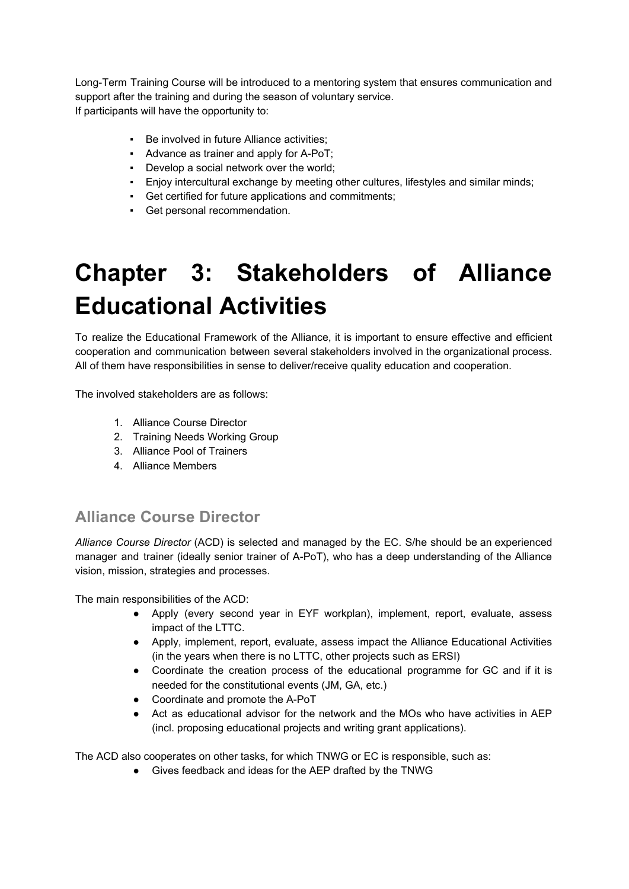Long-Term Training Course will be introduced to a mentoring system that ensures communication and support after the training and during the season of voluntary service.
If participants will have the opportunity to:

- Be involved in future Alliance activities;
- Advance as trainer and apply for A-PoT;
- Develop a social network over the world;
- Enjoy intercultural exchange by meeting other cultures, lifestyles and similar minds;
- Get certified for future applications and commitments;
- Get personal recommendation.

# Chapter 3: Stakeholders of Alliance Educational Activities

To realize the Educational Framework of the Alliance, it is important to ensure effective and efficient cooperation and communication between several stakeholders involved in the organizational process. All of them have responsibilities in sense to deliver/receive quality education and cooperation.

The involved stakeholders are as follows:

1. Alliance Course Director
2. Training Needs Working Group
3. Alliance Pool of Trainers
4. Alliance Members

## Alliance Course Director

*Alliance Course Director* (ACD) is selected and managed by the EC. S/he should be an experienced manager and trainer (ideally senior trainer of A-PoT), who has a deep understanding of the Alliance vision, mission, strategies and processes.

The main responsibilities of the ACD:

- Apply (every second year in EYF workplan), implement, report, evaluate, assess impact of the LTTC.
- Apply, implement, report, evaluate, assess impact the Alliance Educational Activities (in the years when there is no LTTC, other projects such as ERSI)
- Coordinate the creation process of the educational programme for GC and if it is needed for the constitutional events (JM, GA, etc.)
- Coordinate and promote the A-PoT
- Act as educational advisor for the network and the MOs who have activities in AEP (incl. proposing educational projects and writing grant applications).

The ACD also cooperates on other tasks, for which TNWG or EC is responsible, such as:

- Gives feedback and ideas for the AEP drafted by the TNWG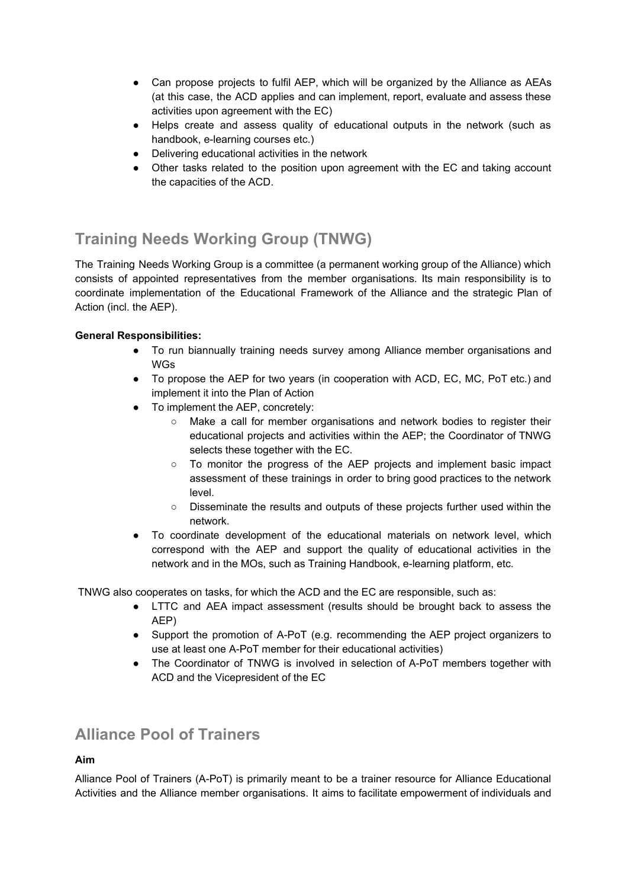- Can propose projects to fulfil AEP, which will be organized by the Alliance as AEAs (at this case, the ACD applies and can implement, report, evaluate and assess these activities upon agreement with the EC)
- Helps create and assess quality of educational outputs in the network (such as handbook, e-learning courses etc.)
- Delivering educational activities in the network
- Other tasks related to the position upon agreement with the EC and taking account the capacities of the ACD.

## Training Needs Working Group (TNWG)

The Training Needs Working Group is a committee (a permanent working group of the Alliance) which consists of appointed representatives from the member organisations. Its main responsibility is to coordinate implementation of the Educational Framework of the Alliance and the strategic Plan of Action (incl. the AEP).

**General Responsibilities:**

- To run biannually training needs survey among Alliance member organisations and WGs
- To propose the AEP for two years (in cooperation with ACD, EC, MC, PoT etc.) and implement it into the Plan of Action
- To implement the AEP, concretely:
    - Make a call for member organisations and network bodies to register their educational projects and activities within the AEP; the Coordinator of TNWG selects these together with the EC.
    - To monitor the progress of the AEP projects and implement basic impact assessment of these trainings in order to bring good practices to the network level.
    - Disseminate the results and outputs of these projects further used within the network.
- To coordinate development of the educational materials on network level, which correspond with the AEP and support the quality of educational activities in the network and in the MOs, such as Training Handbook, e-learning platform, etc.

TNWG also cooperates on tasks, for which the ACD and the EC are responsible, such as:

- LTTC and AEA impact assessment (results should be brought back to assess the AEP)
- Support the promotion of A-PoT (e.g. recommending the AEP project organizers to use at least one A-PoT member for their educational activities)
- The Coordinator of TNWG is involved in selection of A-PoT members together with ACD and the Vicepresident of the EC

## Alliance Pool of Trainers

**Aim**

Alliance Pool of Trainers (A-PoT) is primarily meant to be a trainer resource for Alliance Educational Activities and the Alliance member organisations. It aims to facilitate empowerment of individuals and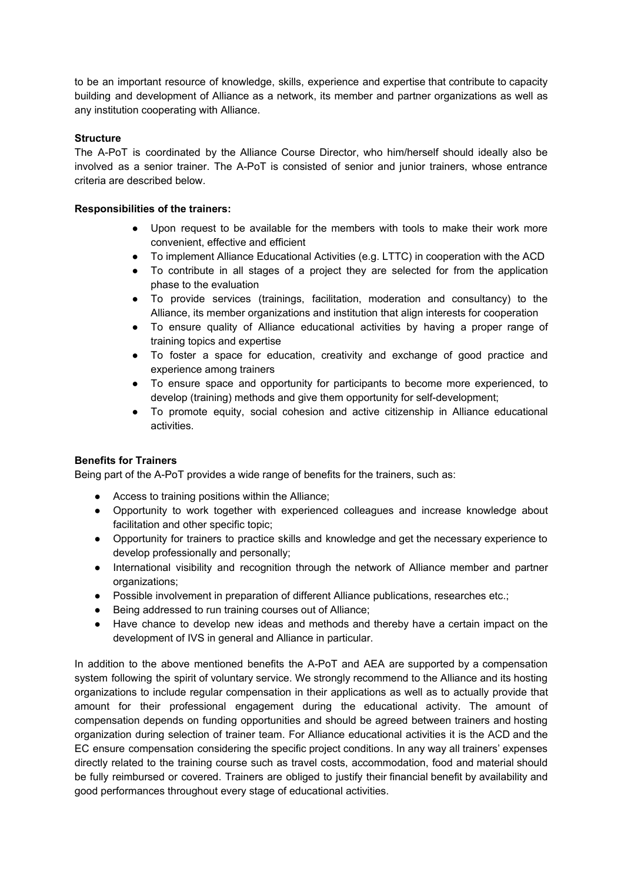to be an important resource of knowledge, skills, experience and expertise that contribute to capacity building and development of Alliance as a network, its member and partner organizations as well as any institution cooperating with Alliance.

**Structure**

The A-PoT is coordinated by the Alliance Course Director, who him/herself should ideally also be involved as a senior trainer. The A-PoT is consisted of senior and junior trainers, whose entrance criteria are described below.

**Responsibilities of the trainers:**

- Upon request to be available for the members with tools to make their work more convenient, effective and efficient
- To implement Alliance Educational Activities (e.g. LTTC) in cooperation with the ACD
- To contribute in all stages of a project they are selected for from the application phase to the evaluation
- To provide services (trainings, facilitation, moderation and consultancy) to the Alliance, its member organizations and institution that align interests for cooperation
- To ensure quality of Alliance educational activities by having a proper range of training topics and expertise
- To foster a space for education, creativity and exchange of good practice and experience among trainers
- To ensure space and opportunity for participants to become more experienced, to develop (training) methods and give them opportunity for self-development;
- To promote equity, social cohesion and active citizenship in Alliance educational activities.

**Benefits for Trainers**

Being part of the A-PoT provides a wide range of benefits for the trainers, such as:

- Access to training positions within the Alliance;
- Opportunity to work together with experienced colleagues and increase knowledge about facilitation and other specific topic;
- Opportunity for trainers to practice skills and knowledge and get the necessary experience to develop professionally and personally;
- International visibility and recognition through the network of Alliance member and partner organizations;
- Possible involvement in preparation of different Alliance publications, researches etc.;
- Being addressed to run training courses out of Alliance;
- Have chance to develop new ideas and methods and thereby have a certain impact on the development of IVS in general and Alliance in particular.

In addition to the above mentioned benefits the A-PoT and AEA are supported by a compensation system following the spirit of voluntary service. We strongly recommend to the Alliance and its hosting organizations to include regular compensation in their applications as well as to actually provide that amount for their professional engagement during the educational activity. The amount of compensation depends on funding opportunities and should be agreed between trainers and hosting organization during selection of trainer team. For Alliance educational activities it is the ACD and the EC ensure compensation considering the specific project conditions. In any way all trainers' expenses directly related to the training course such as travel costs, accommodation, food and material should be fully reimbursed or covered. Trainers are obliged to justify their financial benefit by availability and good performances throughout every stage of educational activities.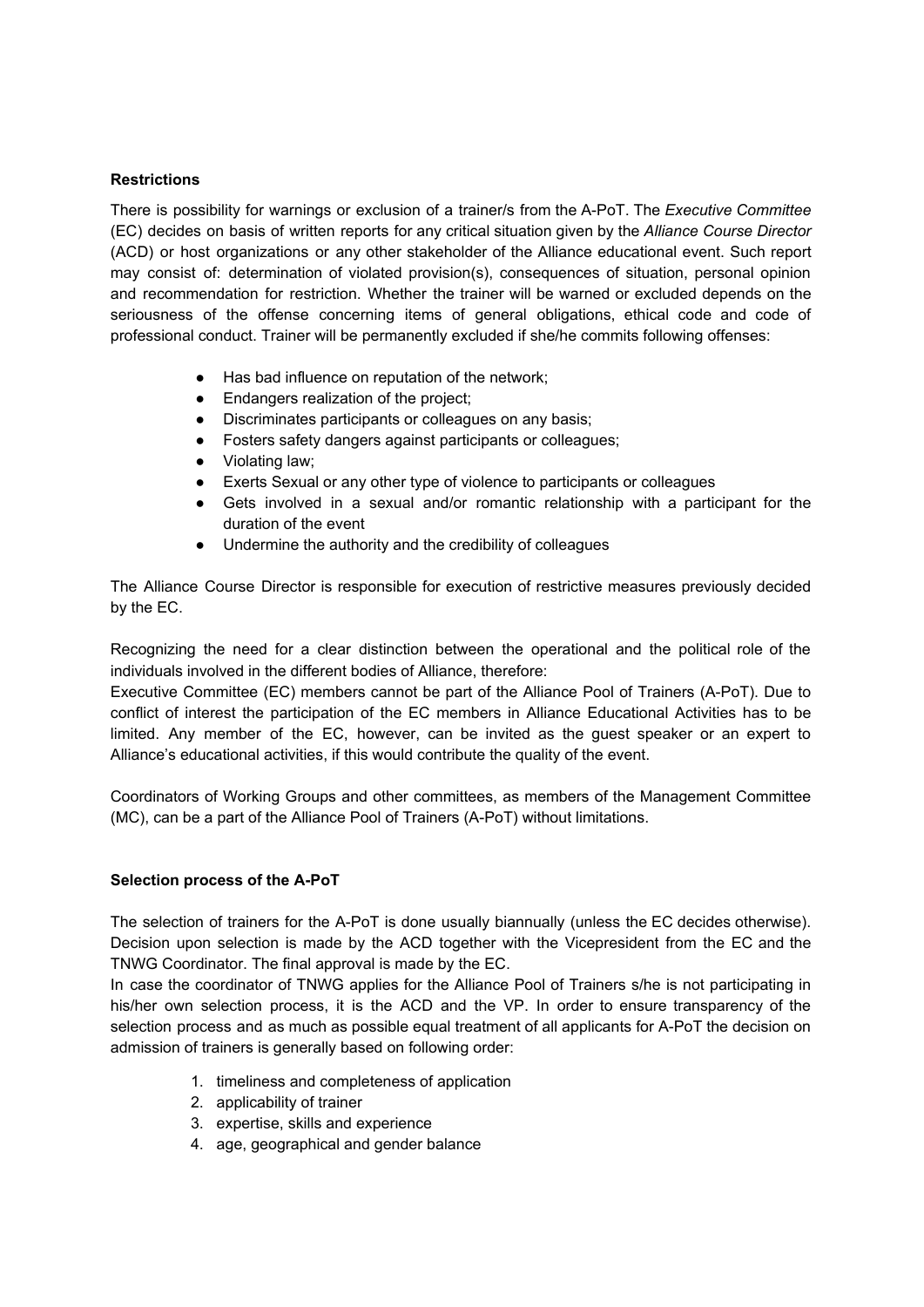**Restrictions**

There is possibility for warnings or exclusion of a trainer/s from the A-PoT. The *Executive Committee* (EC) decides on basis of written reports for any critical situation given by the *Alliance Course Director* (ACD) or host organizations or any other stakeholder of the Alliance educational event. Such report may consist of: determination of violated provision(s), consequences of situation, personal opinion and recommendation for restriction. Whether the trainer will be warned or excluded depends on the seriousness of the offense concerning items of general obligations, ethical code and code of professional conduct. Trainer will be permanently excluded if she/he commits following offenses:

- Has bad influence on reputation of the network;
- Endangers realization of the project;
- Discriminates participants or colleagues on any basis;
- Fosters safety dangers against participants or colleagues;
- Violating law;
- Exerts Sexual or any other type of violence to participants or colleagues
- Gets involved in a sexual and/or romantic relationship with a participant for the duration of the event
- Undermine the authority and the credibility of colleagues

The Alliance Course Director is responsible for execution of restrictive measures previously decided by the EC.

Recognizing the need for a clear distinction between the operational and the political role of the individuals involved in the different bodies of Alliance, therefore:
Executive Committee (EC) members cannot be part of the Alliance Pool of Trainers (A-PoT). Due to conflict of interest the participation of the EC members in Alliance Educational Activities has to be limited. Any member of the EC, however, can be invited as the guest speaker or an expert to Alliance's educational activities, if this would contribute the quality of the event.

Coordinators of Working Groups and other committees, as members of the Management Committee (MC), can be a part of the Alliance Pool of Trainers (A-PoT) without limitations.

**Selection process of the A-PoT**

The selection of trainers for the A-PoT is done usually biannually (unless the EC decides otherwise). Decision upon selection is made by the ACD together with the Vicepresident from the EC and the TNWG Coordinator. The final approval is made by the EC.
In case the coordinator of TNWG applies for the Alliance Pool of Trainers s/he is not participating in his/her own selection process, it is the ACD and the VP. In order to ensure transparency of the selection process and as much as possible equal treatment of all applicants for A-PoT the decision on admission of trainers is generally based on following order:

1. timeliness and completeness of application
2. applicability of trainer
3. expertise, skills and experience
4. age, geographical and gender balance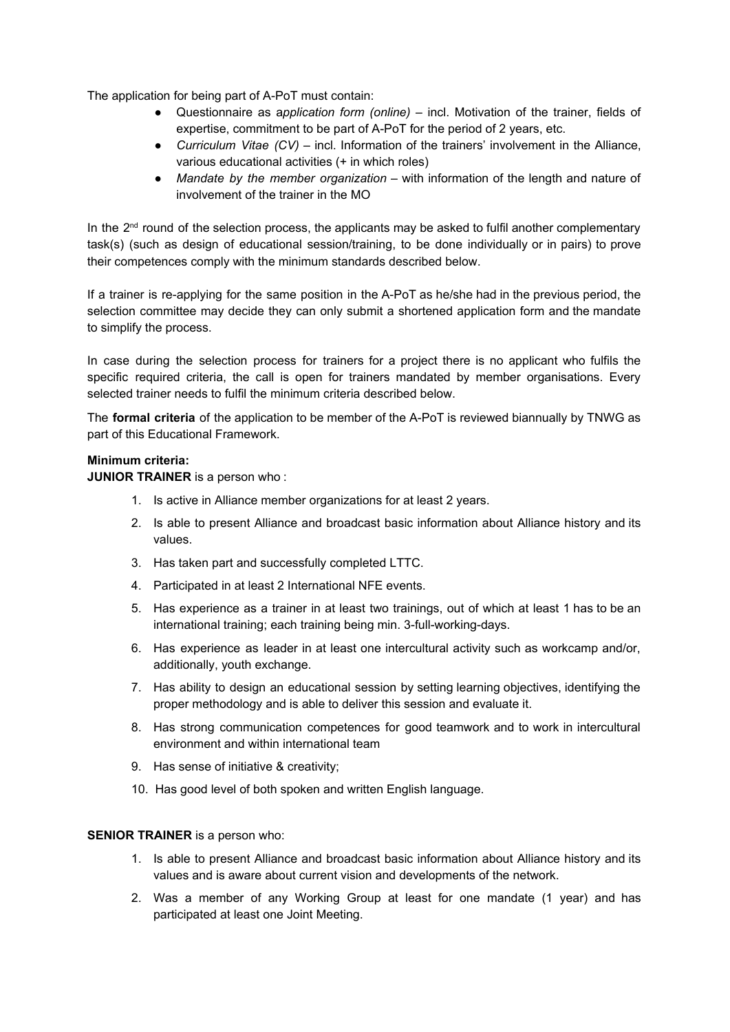The application for being part of A-PoT must contain:

- Questionnaire as a*pplication form (online)* – incl. Motivation of the trainer, fields of expertise, commitment to be part of A-PoT for the period of 2 years, etc.
- *Curriculum Vitae (CV)* – incl. Information of the trainers' involvement in the Alliance, various educational activities (+ in which roles)
- *Mandate by the member organization* – with information of the length and nature of involvement of the trainer in the MO

In the 2nd round of the selection process, the applicants may be asked to fulfil another complementary task(s) (such as design of educational session/training, to be done individually or in pairs) to prove their competences comply with the minimum standards described below.

If a trainer is re-applying for the same position in the A-PoT as he/she had in the previous period, the selection committee may decide they can only submit a shortened application form and the mandate to simplify the process.

In case during the selection process for trainers for a project there is no applicant who fulfils the specific required criteria, the call is open for trainers mandated by member organisations. Every selected trainer needs to fulfil the minimum criteria described below.

The **formal criteria** of the application to be member of the A-PoT is reviewed biannually by TNWG as part of this Educational Framework.

**Minimum criteria:**

**JUNIOR TRAINER** is a person who :

1. Is active in Alliance member organizations for at least 2 years.
2. Is able to present Alliance and broadcast basic information about Alliance history and its values.
3. Has taken part and successfully completed LTTC.
4. Participated in at least 2 International NFE events.
5. Has experience as a trainer in at least two trainings, out of which at least 1 has to be an international training; each training being min. 3-full-working-days.
6. Has experience as leader in at least one intercultural activity such as workcamp and/or, additionally, youth exchange.
7. Has ability to design an educational session by setting learning objectives, identifying the proper methodology and is able to deliver this session and evaluate it.
8. Has strong communication competences for good teamwork and to work in intercultural environment and within international team
9. Has sense of initiative & creativity;
10. Has good level of both spoken and written English language.

**SENIOR TRAINER** is a person who:

1. Is able to present Alliance and broadcast basic information about Alliance history and its values and is aware about current vision and developments of the network.
2. Was a member of any Working Group at least for one mandate (1 year) and has participated at least one Joint Meeting.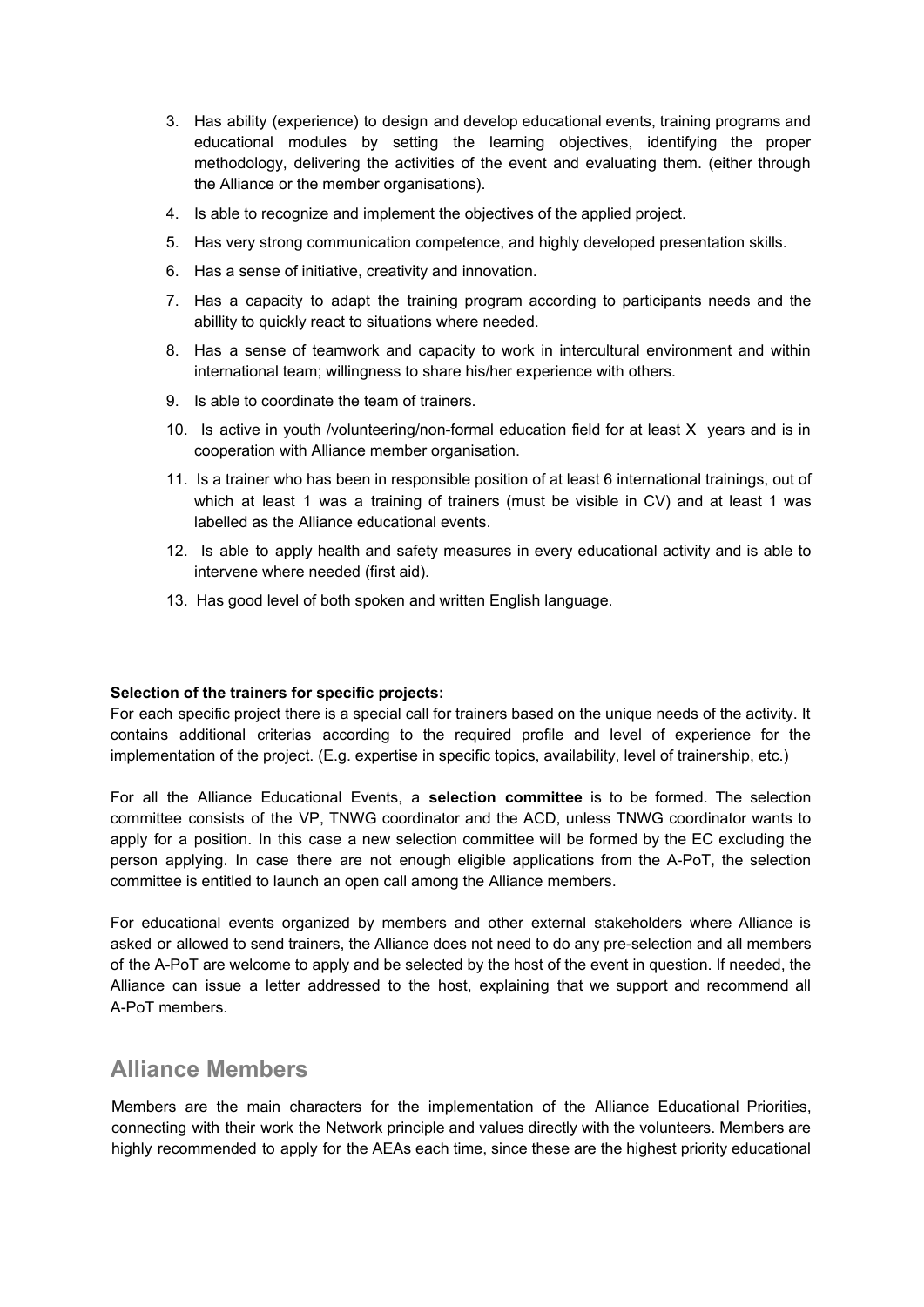3. Has ability (experience) to design and develop educational events, training programs and educational modules by setting the learning objectives, identifying the proper methodology, delivering the activities of the event and evaluating them. (either through the Alliance or the member organisations).
4. Is able to recognize and implement the objectives of the applied project.
5. Has very strong communication competence, and highly developed presentation skills.
6. Has a sense of initiative, creativity and innovation.
7. Has a capacity to adapt the training program according to participants needs and the abillity to quickly react to situations where needed.
8. Has a sense of teamwork and capacity to work in intercultural environment and within international team; willingness to share his/her experience with others.
9. Is able to coordinate the team of trainers.
10. Is active in youth /volunteering/non-formal education field for at least X years and is in cooperation with Alliance member organisation.
11. Is a trainer who has been in responsible position of at least 6 international trainings, out of which at least 1 was a training of trainers (must be visible in CV) and at least 1 was labelled as the Alliance educational events.
12. Is able to apply health and safety measures in every educational activity and is able to intervene where needed (first aid).
13. Has good level of both spoken and written English language.

**Selection of the trainers for specific projects:**

For each specific project there is a special call for trainers based on the unique needs of the activity. It contains additional criterias according to the required profile and level of experience for the implementation of the project. (E.g. expertise in specific topics, availability, level of trainership, etc.)

For all the Alliance Educational Events, a **selection committee** is to be formed. The selection committee consists of the VP, TNWG coordinator and the ACD, unless TNWG coordinator wants to apply for a position. In this case a new selection committee will be formed by the EC excluding the person applying. In case there are not enough eligible applications from the A-PoT, the selection committee is entitled to launch an open call among the Alliance members.

For educational events organized by members and other external stakeholders where Alliance is asked or allowed to send trainers, the Alliance does not need to do any pre-selection and all members of the A-PoT are welcome to apply and be selected by the host of the event in question. If needed, the Alliance can issue a letter addressed to the host, explaining that we support and recommend all A-PoT members.

## Alliance Members

Members are the main characters for the implementation of the Alliance Educational Priorities, connecting with their work the Network principle and values directly with the volunteers. Members are highly recommended to apply for the AEAs each time, since these are the highest priority educational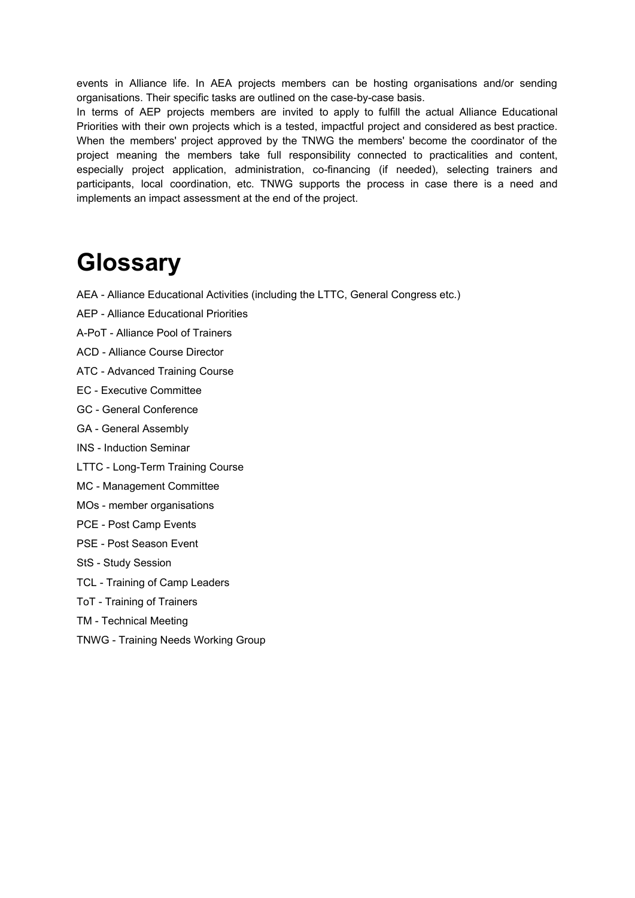events in Alliance life. In AEA projects members can be hosting organisations and/or sending organisations. Their specific tasks are outlined on the case-by-case basis.
In terms of AEP projects members are invited to apply to fulfill the actual Alliance Educational Priorities with their own projects which is a tested, impactful project and considered as best practice. When the members' project approved by the TNWG the members' become the coordinator of the project meaning the members take full responsibility connected to practicalities and content, especially project application, administration, co-financing (if needed), selecting trainers and participants, local coordination, etc. TNWG supports the process in case there is a need and implements an impact assessment at the end of the project.

# Glossary

AEA - Alliance Educational Activities (including the LTTC, General Congress etc.)

AEP - Alliance Educational Priorities

A-PoT - Alliance Pool of Trainers

ACD - Alliance Course Director

ATC - Advanced Training Course

EC - Executive Committee

GC - General Conference

GA - General Assembly

INS - Induction Seminar

LTTC - Long-Term Training Course

MC - Management Committee

MOs - member organisations

PCE - Post Camp Events

PSE - Post Season Event

StS - Study Session

TCL - Training of Camp Leaders

ToT - Training of Trainers

TM - Technical Meeting

TNWG - Training Needs Working Group